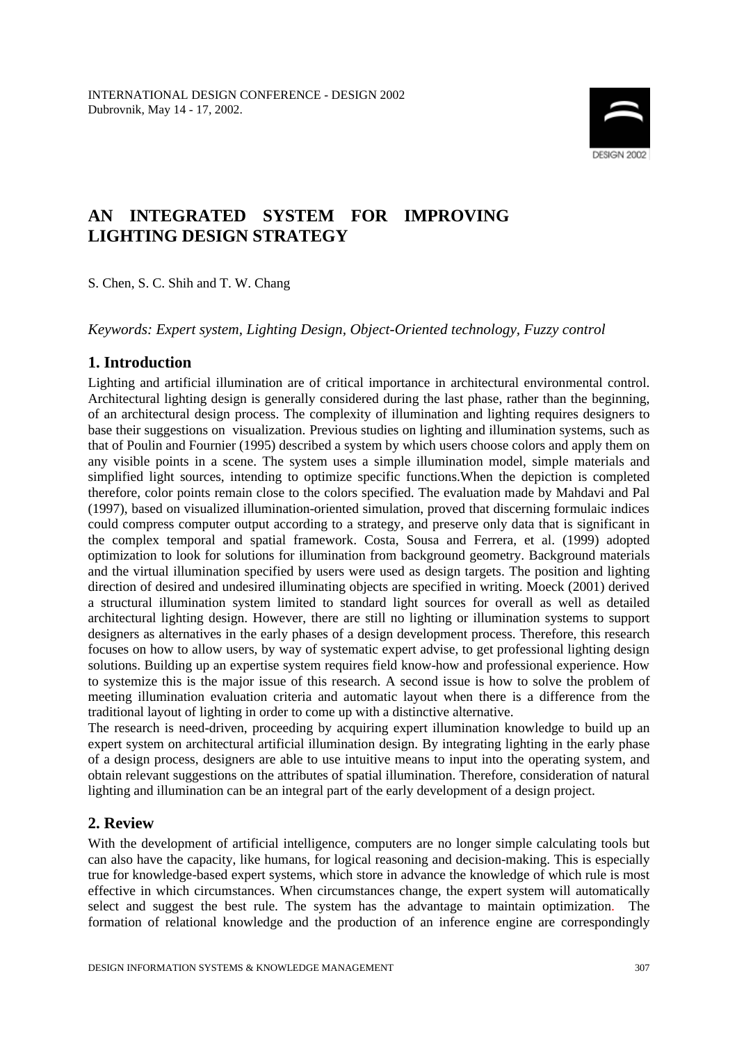INTERNATIONAL DESIGN CONFERENCE - DESIGN 2002
Dubrovnik, May 14 - 17, 2002.

# AN INTEGRATED SYSTEM FOR IMPROVING LIGHTING DESIGN STRATEGY

S. Chen, S. C. Shih and T. W. Chang

*Keywords: Expert system, Lighting Design, Object-Oriented technology, Fuzzy control*

## 1. Introduction

Lighting and artificial illumination are of critical importance in architectural environmental control. Architectural lighting design is generally considered during the last phase, rather than the beginning, of an architectural design process. The complexity of illumination and lighting requires designers to base their suggestions on visualization. Previous studies on lighting and illumination systems, such as that of Poulin and Fournier (1995) described a system by which users choose colors and apply them on any visible points in a scene. The system uses a simple illumination model, simple materials and simplified light sources, intending to optimize specific functions.When the depiction is completed therefore, color points remain close to the colors specified. The evaluation made by Mahdavi and Pal (1997), based on visualized illumination-oriented simulation, proved that discerning formulaic indices could compress computer output according to a strategy, and preserve only data that is significant in the complex temporal and spatial framework. Costa, Sousa and Ferrera, et al. (1999) adopted optimization to look for solutions for illumination from background geometry. Background materials and the virtual illumination specified by users were used as design targets. The position and lighting direction of desired and undesired illuminating objects are specified in writing. Moeck (2001) derived a structural illumination system limited to standard light sources for overall as well as detailed architectural lighting design. However, there are still no lighting or illumination systems to support designers as alternatives in the early phases of a design development process. Therefore, this research focuses on how to allow users, by way of systematic expert advise, to get professional lighting design solutions. Building up an expertise system requires field know-how and professional experience. How to systemize this is the major issue of this research. A second issue is how to solve the problem of meeting illumination evaluation criteria and automatic layout when there is a difference from the traditional layout of lighting in order to come up with a distinctive alternative.

The research is need-driven, proceeding by acquiring expert illumination knowledge to build up an expert system on architectural artificial illumination design. By integrating lighting in the early phase of a design process, designers are able to use intuitive means to input into the operating system, and obtain relevant suggestions on the attributes of spatial illumination. Therefore, consideration of natural lighting and illumination can be an integral part of the early development of a design project.

## 2. Review

With the development of artificial intelligence, computers are no longer simple calculating tools but can also have the capacity, like humans, for logical reasoning and decision-making. This is especially true for knowledge-based expert systems, which store in advance the knowledge of which rule is most effective in which circumstances. When circumstances change, the expert system will automatically select and suggest the best rule. The system has the advantage to maintain optimization. The formation of relational knowledge and the production of an inference engine are correspondingly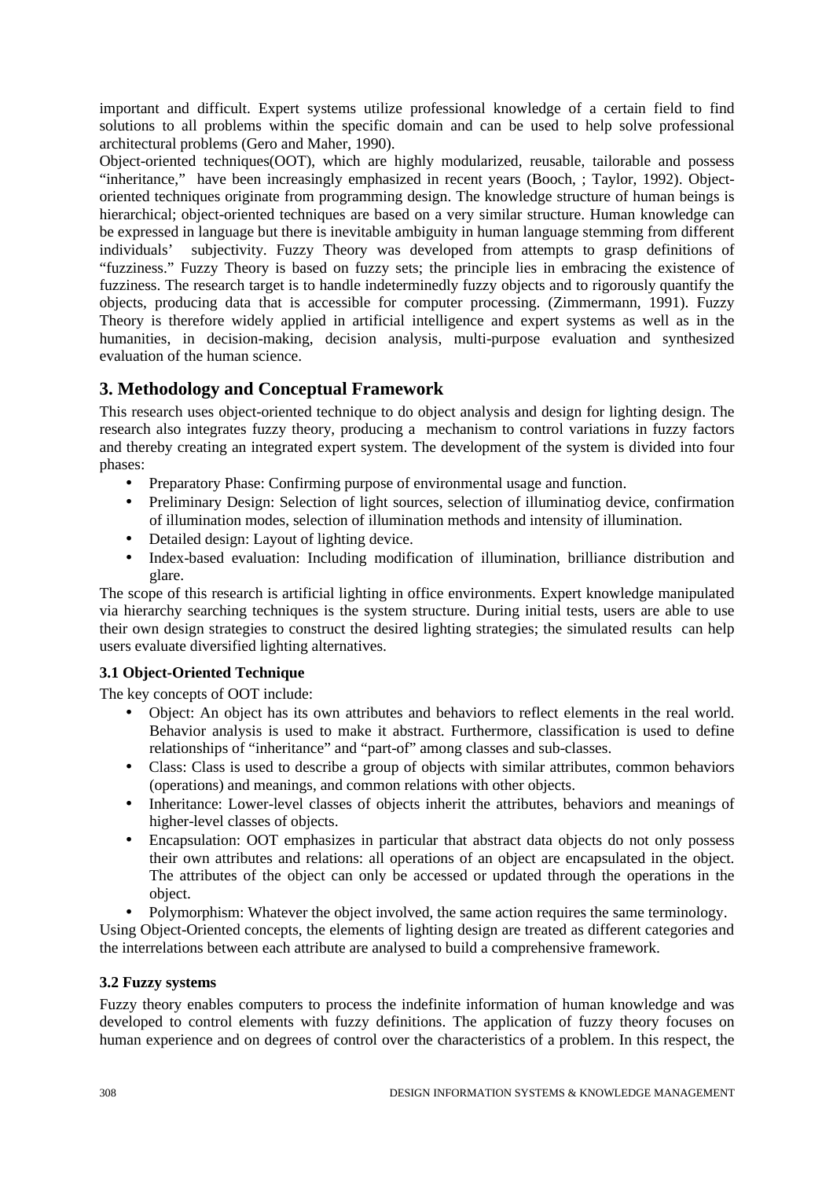important and difficult. Expert systems utilize professional knowledge of a certain field to find solutions to all problems within the specific domain and can be used to help solve professional architectural problems (Gero and Maher, 1990).

Object-oriented techniques(OOT), which are highly modularized, reusable, tailorable and possess "inheritance," have been increasingly emphasized in recent years (Booch, ; Taylor, 1992). Object-oriented techniques originate from programming design. The knowledge structure of human beings is hierarchical; object-oriented techniques are based on a very similar structure. Human knowledge can be expressed in language but there is inevitable ambiguity in human language stemming from different individuals' subjectivity. Fuzzy Theory was developed from attempts to grasp definitions of "fuzziness." Fuzzy Theory is based on fuzzy sets; the principle lies in embracing the existence of fuzziness. The research target is to handle indeterminedly fuzzy objects and to rigorously quantify the objects, producing data that is accessible for computer processing. (Zimmermann, 1991). Fuzzy Theory is therefore widely applied in artificial intelligence and expert systems as well as in the humanities, in decision-making, decision analysis, multi-purpose evaluation and synthesized evaluation of the human science.

## 3. Methodology and Conceptual Framework

This research uses object-oriented technique to do object analysis and design for lighting design. The research also integrates fuzzy theory, producing a mechanism to control variations in fuzzy factors and thereby creating an integrated expert system. The development of the system is divided into four phases:

- Preparatory Phase: Confirming purpose of environmental usage and function.
- Preliminary Design: Selection of light sources, selection of illuminatiog device, confirmation of illumination modes, selection of illumination methods and intensity of illumination.
- Detailed design: Layout of lighting device.
- Index-based evaluation: Including modification of illumination, brilliance distribution and glare.

The scope of this research is artificial lighting in office environments. Expert knowledge manipulated via hierarchy searching techniques is the system structure. During initial tests, users are able to use their own design strategies to construct the desired lighting strategies; the simulated results can help users evaluate diversified lighting alternatives.

### 3.1 Object-Oriented Technique

The key concepts of OOT include:

- Object: An object has its own attributes and behaviors to reflect elements in the real world. Behavior analysis is used to make it abstract. Furthermore, classification is used to define relationships of "inheritance" and "part-of" among classes and sub-classes.
- Class: Class is used to describe a group of objects with similar attributes, common behaviors (operations) and meanings, and common relations with other objects.
- Inheritance: Lower-level classes of objects inherit the attributes, behaviors and meanings of higher-level classes of objects.
- Encapsulation: OOT emphasizes in particular that abstract data objects do not only possess their own attributes and relations: all operations of an object are encapsulated in the object. The attributes of the object can only be accessed or updated through the operations in the object.
- Polymorphism: Whatever the object involved, the same action requires the same terminology.

Using Object-Oriented concepts, the elements of lighting design are treated as different categories and the interrelations between each attribute are analysed to build a comprehensive framework.

### 3.2 Fuzzy systems

Fuzzy theory enables computers to process the indefinite information of human knowledge and was developed to control elements with fuzzy definitions. The application of fuzzy theory focuses on human experience and on degrees of control over the characteristics of a problem. In this respect, the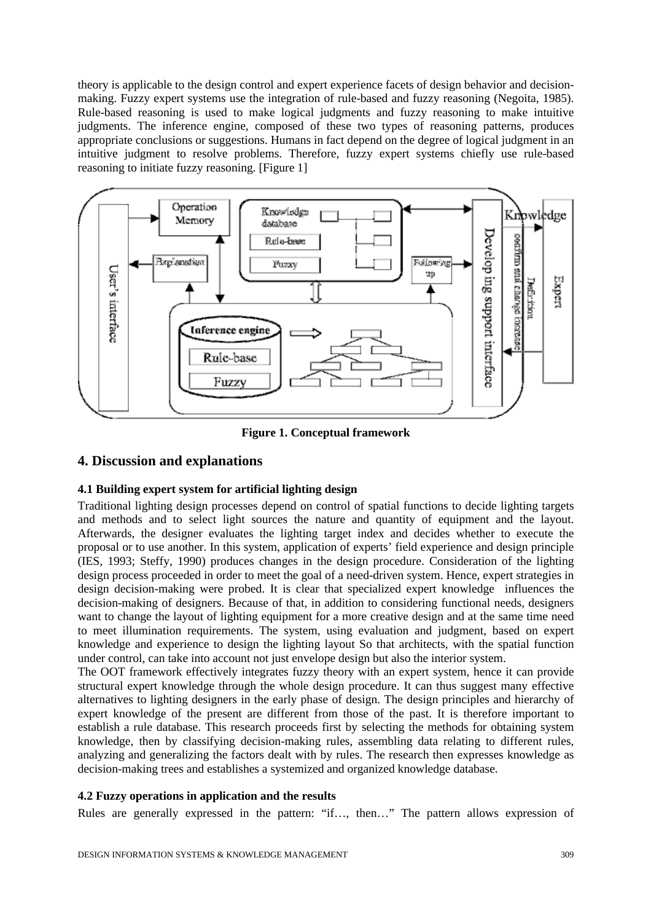theory is applicable to the design control and expert experience facets of design behavior and decision-making. Fuzzy expert systems use the integration of rule-based and fuzzy reasoning (Negoita, 1985). Rule-based reasoning is used to make logical judgments and fuzzy reasoning to make intuitive judgments. The inference engine, composed of these two types of reasoning patterns, produces appropriate conclusions or suggestions. Humans in fact depend on the degree of logical judgment in an intuitive judgment to resolve problems. Therefore, fuzzy expert systems chiefly use rule-based reasoning to initiate fuzzy reasoning. [Figure 1]

**Figure 1. Conceptual framework**

## 4. Discussion and explanations

### 4.1 Building expert system for artificial lighting design

Traditional lighting design processes depend on control of spatial functions to decide lighting targets and methods and to select light sources the nature and quantity of equipment and the layout. Afterwards, the designer evaluates the lighting target index and decides whether to execute the proposal or to use another. In this system, application of experts' field experience and design principle (IES, 1993; Steffy, 1990) produces changes in the design procedure. Consideration of the lighting design process proceeded in order to meet the goal of a need-driven system. Hence, expert strategies in design decision-making were probed. It is clear that specialized expert knowledge influences the decision-making of designers. Because of that, in addition to considering functional needs, designers want to change the layout of lighting equipment for a more creative design and at the same time need to meet illumination requirements. The system, using evaluation and judgment, based on expert knowledge and experience to design the lighting layout So that architects, with the spatial function under control, can take into account not just envelope design but also the interior system.

The OOT framework effectively integrates fuzzy theory with an expert system, hence it can provide structural expert knowledge through the whole design procedure. It can thus suggest many effective alternatives to lighting designers in the early phase of design. The design principles and hierarchy of expert knowledge of the present are different from those of the past. It is therefore important to establish a rule database. This research proceeds first by selecting the methods for obtaining system knowledge, then by classifying decision-making rules, assembling data relating to different rules, analyzing and generalizing the factors dealt with by rules. The research then expresses knowledge as decision-making trees and establishes a systemized and organized knowledge database.

### 4.2 Fuzzy operations in application and the results

Rules are generally expressed in the pattern: "if…, then…" The pattern allows expression of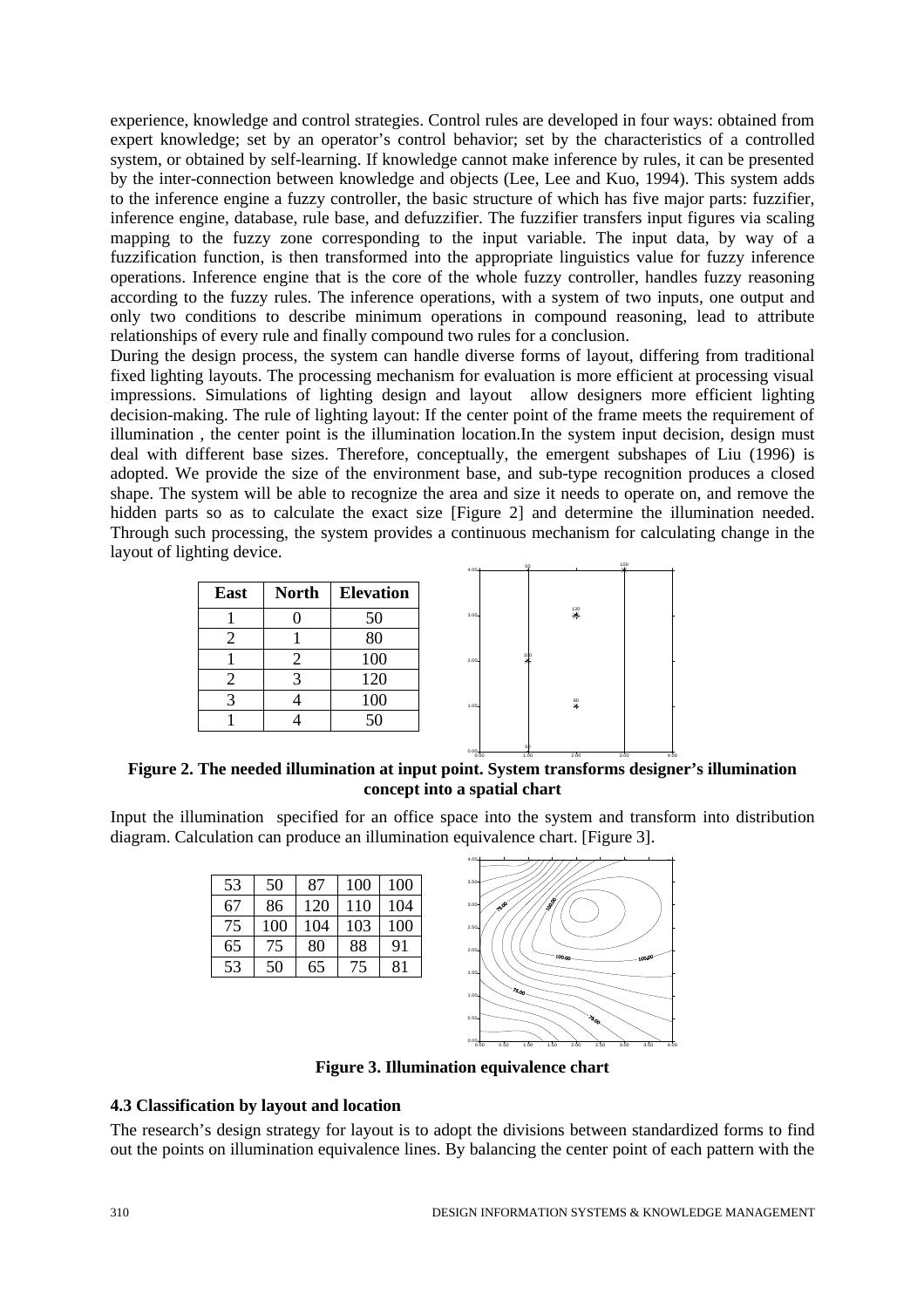experience, knowledge and control strategies. Control rules are developed in four ways: obtained from expert knowledge; set by an operator's control behavior; set by the characteristics of a controlled system, or obtained by self-learning. If knowledge cannot make inference by rules, it can be presented by the inter-connection between knowledge and objects (Lee, Lee and Kuo, 1994). This system adds to the inference engine a fuzzy controller, the basic structure of which has five major parts: fuzzifier, inference engine, database, rule base, and defuzzifier. The fuzzifier transfers input figures via scaling mapping to the fuzzy zone corresponding to the input variable. The input data, by way of a fuzzification function, is then transformed into the appropriate linguistics value for fuzzy inference operations. Inference engine that is the core of the whole fuzzy controller, handles fuzzy reasoning according to the fuzzy rules. The inference operations, with a system of two inputs, one output and only two conditions to describe minimum operations in compound reasoning, lead to attribute relationships of every rule and finally compound two rules for a conclusion.

During the design process, the system can handle diverse forms of layout, differing from traditional fixed lighting layouts. The processing mechanism for evaluation is more efficient at processing visual impressions. Simulations of lighting design and layout allow designers more efficient lighting decision-making. The rule of lighting layout: If the center point of the frame meets the requirement of illumination , the center point is the illumination location.In the system input decision, design must deal with different base sizes. Therefore, conceptually, the emergent subshapes of Liu (1996) is adopted. We provide the size of the environment base, and sub-type recognition produces a closed shape. The system will be able to recognize the area and size it needs to operate on, and remove the hidden parts so as to calculate the exact size [Figure 2] and determine the illumination needed. Through such processing, the system provides a continuous mechanism for calculating change in the layout of lighting device.

| East | North | Elevation |
|---|---|---|
| 1 | 0 | 50 |
| 2 | 1 | 80 |
| 1 | 2 | 100 |
| 2 | 3 | 120 |
| 3 | 4 | 100 |
| 1 | 4 | 50 |

**Figure 2. The needed illumination at input point. System transforms designer's illumination concept into a spatial chart**

Input the illumination specified for an office space into the system and transform into distribution diagram. Calculation can produce an illumination equivalence chart. [Figure 3].

| | | | | |
|---|---|---|---|---|
| 53 | 50 | 87 | 100 | 100 |
| 67 | 86 | 120 | 110 | 104 |
| 75 | 100 | 104 | 103 | 100 |
| 65 | 75 | 80 | 88 | 91 |
| 53 | 50 | 65 | 75 | 81 |

**Figure 3. Illumination equivalence chart**

### 4.3 Classification by layout and location

The research's design strategy for layout is to adopt the divisions between standardized forms to find out the points on illumination equivalence lines. By balancing the center point of each pattern with the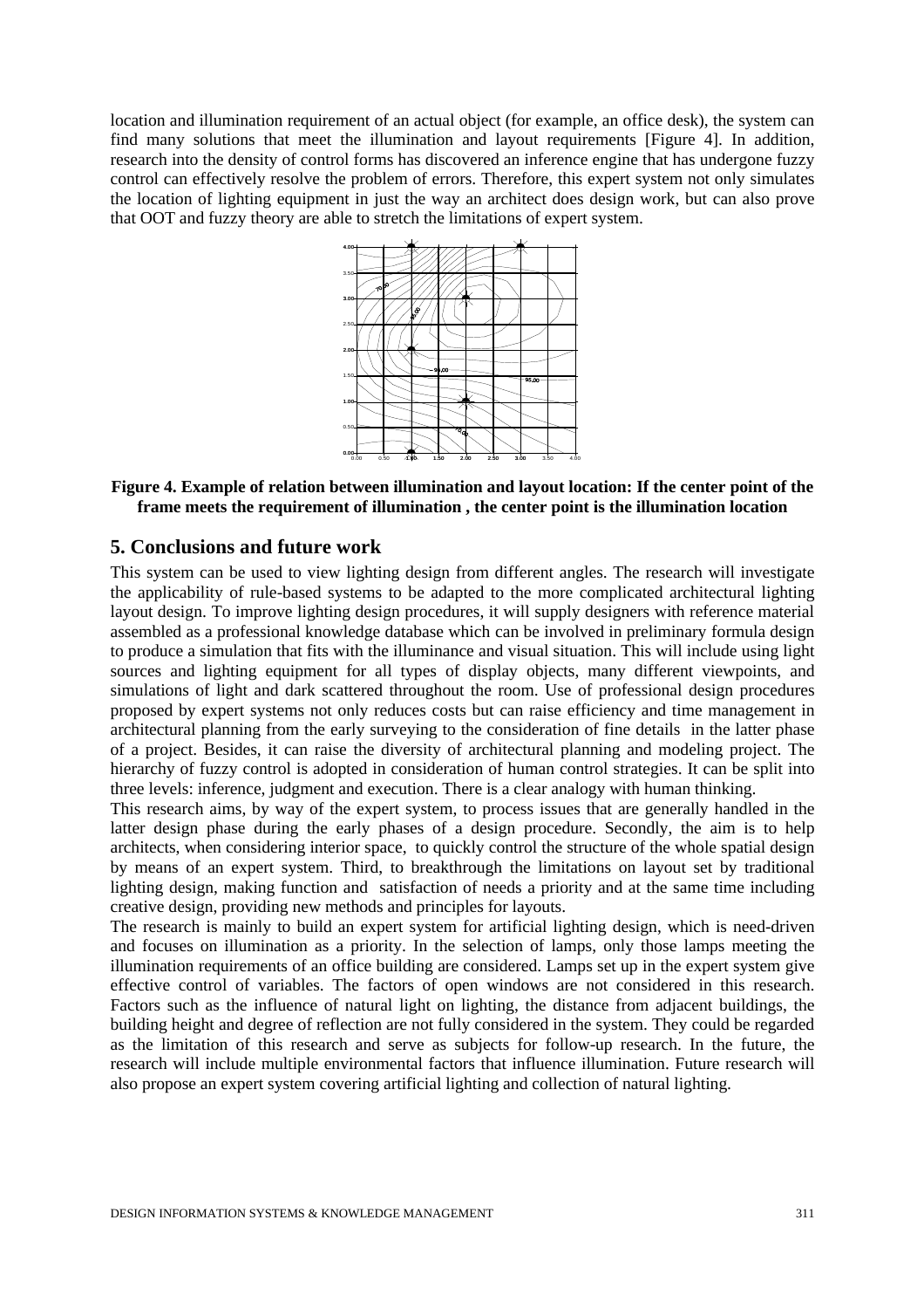location and illumination requirement of an actual object (for example, an office desk), the system can find many solutions that meet the illumination and layout requirements [Figure 4]. In addition, research into the density of control forms has discovered an inference engine that has undergone fuzzy control can effectively resolve the problem of errors. Therefore, this expert system not only simulates the location of lighting equipment in just the way an architect does design work, but can also prove that OOT and fuzzy theory are able to stretch the limitations of expert system.

**Figure 4. Example of relation between illumination and layout location: If the center point of the frame meets the requirement of illumination , the center point is the illumination location**

## 5. Conclusions and future work

This system can be used to view lighting design from different angles. The research will investigate the applicability of rule-based systems to be adapted to the more complicated architectural lighting layout design. To improve lighting design procedures, it will supply designers with reference material assembled as a professional knowledge database which can be involved in preliminary formula design to produce a simulation that fits with the illuminance and visual situation. This will include using light sources and lighting equipment for all types of display objects, many different viewpoints, and simulations of light and dark scattered throughout the room. Use of professional design procedures proposed by expert systems not only reduces costs but can raise efficiency and time management in architectural planning from the early surveying to the consideration of fine details in the latter phase of a project. Besides, it can raise the diversity of architectural planning and modeling project. The hierarchy of fuzzy control is adopted in consideration of human control strategies. It can be split into three levels: inference, judgment and execution. There is a clear analogy with human thinking.

This research aims, by way of the expert system, to process issues that are generally handled in the latter design phase during the early phases of a design procedure. Secondly, the aim is to help architects, when considering interior space, to quickly control the structure of the whole spatial design by means of an expert system. Third, to breakthrough the limitations on layout set by traditional lighting design, making function and satisfaction of needs a priority and at the same time including creative design, providing new methods and principles for layouts.

The research is mainly to build an expert system for artificial lighting design, which is need-driven and focuses on illumination as a priority. In the selection of lamps, only those lamps meeting the illumination requirements of an office building are considered. Lamps set up in the expert system give effective control of variables. The factors of open windows are not considered in this research. Factors such as the influence of natural light on lighting, the distance from adjacent buildings, the building height and degree of reflection are not fully considered in the system. They could be regarded as the limitation of this research and serve as subjects for follow-up research. In the future, the research will include multiple environmental factors that influence illumination. Future research will also propose an expert system covering artificial lighting and collection of natural lighting.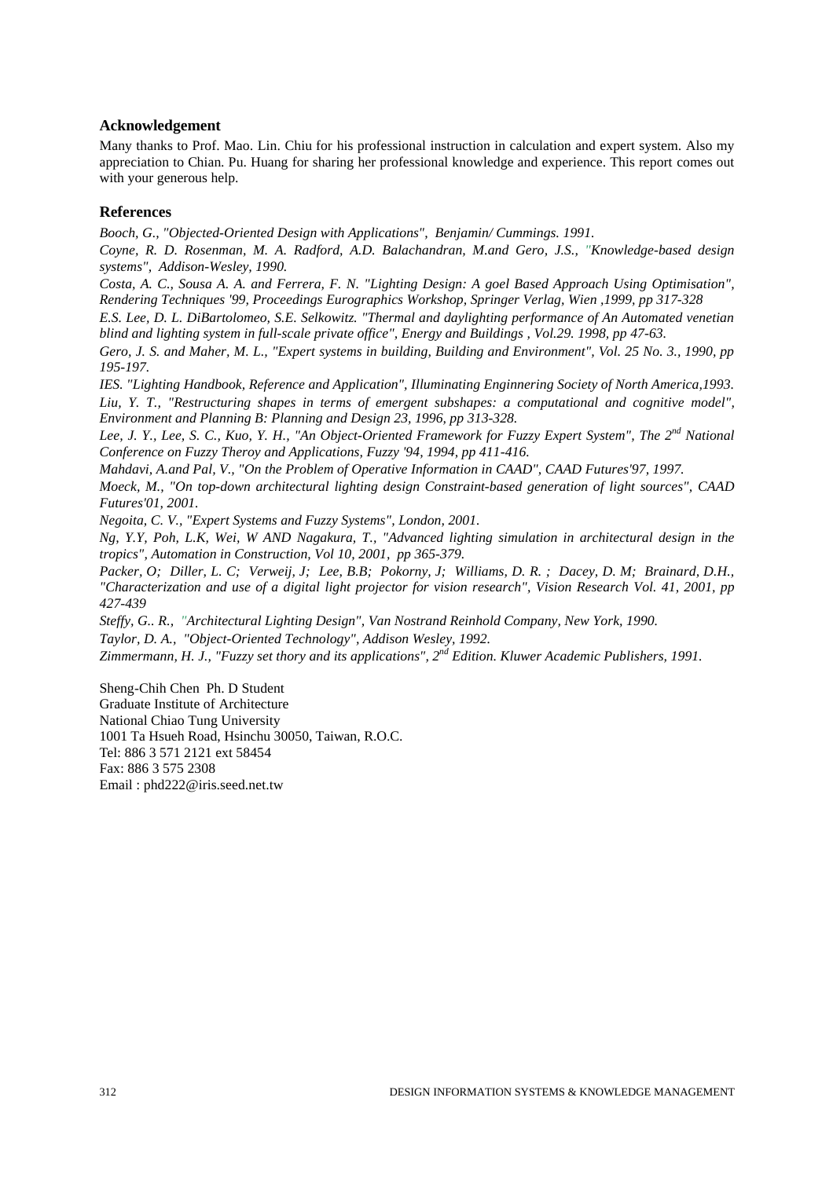## Acknowledgement

Many thanks to Prof. Mao. Lin. Chiu for his professional instruction in calculation and expert system. Also my appreciation to Chian. Pu. Huang for sharing her professional knowledge and experience. This report comes out with your generous help.

## References

*Booch, G., "Objected-Oriented Design with Applications", Benjamin/ Cummings. 1991.*

*Coyne, R. D. Rosenman, M. A. Radford, A.D. Balachandran, M.and Gero, J.S., "Knowledge-based design systems", Addison-Wesley, 1990.*

*Costa, A. C., Sousa A. A. and Ferrera, F. N. "Lighting Design: A goel Based Approach Using Optimisation", Rendering Techniques '99, Proceedings Eurographics Workshop, Springer Verlag, Wien ,1999, pp 317-328*

*E.S. Lee, D. L. DiBartolomeo, S.E. Selkowitz. "Thermal and daylighting performance of An Automated venetian blind and lighting system in full-scale private office", Energy and Buildings , Vol.29. 1998, pp 47-63.*

*Gero, J. S. and Maher, M. L., "Expert systems in building, Building and Environment", Vol. 25 No. 3., 1990, pp 195-197.*

*IES. "Lighting Handbook, Reference and Application", Illuminating Enginnering Society of North America,1993.*

*Liu, Y. T., "Restructuring shapes in terms of emergent subshapes: a computational and cognitive model", Environment and Planning B: Planning and Design 23, 1996, pp 313-328.*

*Lee, J. Y., Lee, S. C., Kuo, Y. H., "An Object-Oriented Framework for Fuzzy Expert System", The 2nd National Conference on Fuzzy Theroy and Applications, Fuzzy '94, 1994, pp 411-416.*

*Mahdavi, A.and Pal, V., "On the Problem of Operative Information in CAAD", CAAD Futures'97, 1997.*

*Moeck, M., "On top-down architectural lighting design Constraint-based generation of light sources", CAAD Futures'01, 2001.*

*Negoita, C. V., "Expert Systems and Fuzzy Systems", London, 2001.*

*Ng, Y.Y, Poh, L.K, Wei, W AND Nagakura, T., "Advanced lighting simulation in architectural design in the tropics", Automation in Construction, Vol 10, 2001, pp 365-379.*

*Packer, O; Diller, L. C; Verweij, J; Lee, B.B; Pokorny, J; Williams, D. R. ; Dacey, D. M; Brainard, D.H., "Characterization and use of a digital light projector for vision research", Vision Research Vol. 41, 2001, pp 427-439*

*Steffy, G.. R., "Architectural Lighting Design", Van Nostrand Reinhold Company, New York, 1990.*

*Taylor, D. A., "Object-Oriented Technology", Addison Wesley, 1992.*

*Zimmermann, H. J., "Fuzzy set thory and its applications", 2nd Edition. Kluwer Academic Publishers, 1991.*

Sheng-Chih Chen Ph. D Student
Graduate Institute of Architecture
National Chiao Tung University
1001 Ta Hsueh Road, Hsinchu 30050, Taiwan, R.O.C.
Tel: 886 3 571 2121 ext 58454
Fax: 886 3 575 2308
Email : phd222@iris.seed.net.tw